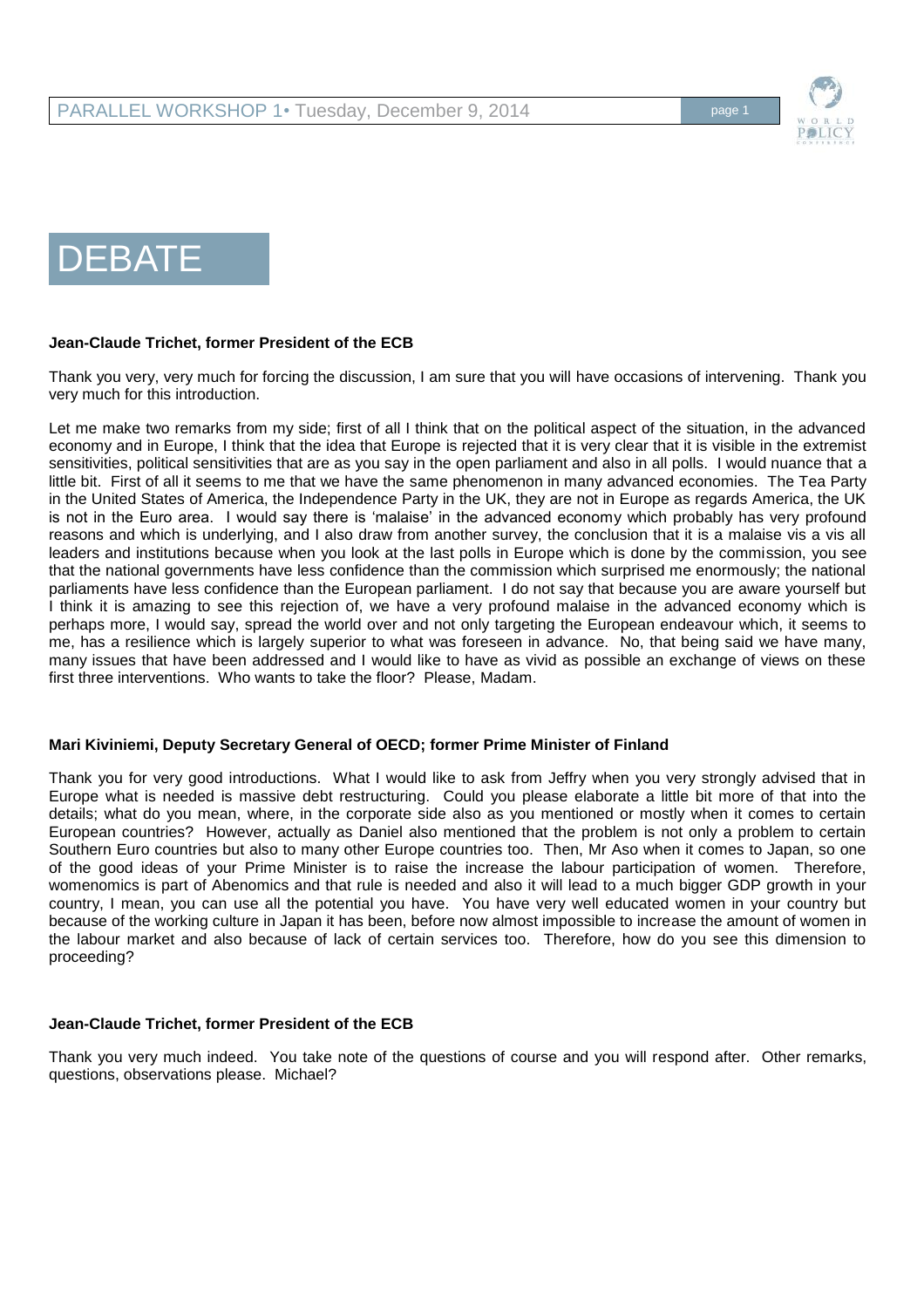# DEBATE

**Jean-Claude Trichet, former President of the ECB**

Thank you very, very much for forcing the discussion, I am sure that you will have occasions of intervening. Thank you very much for this introduction.

Let me make two remarks from my side; first of all I think that on the political aspect of the situation, in the advanced economy and in Europe, I think that the idea that Europe is rejected that it is very clear that it is visible in the extremist sensitivities, political sensitivities that are as you say in the open parliament and also in all polls. I would nuance that a little bit. First of all it seems to me that we have the same phenomenon in many advanced economies. The Tea Party in the United States of America, the Independence Party in the UK, they are not in Europe as regards America, the UK is not in the Euro area. I would say there is 'malaise' in the advanced economy which probably has very profound reasons and which is underlying, and I also draw from another survey, the conclusion that it is a malaise vis a vis all leaders and institutions because when you look at the last polls in Europe which is done by the commission, you see that the national governments have less confidence than the commission which surprised me enormously; the national parliaments have less confidence than the European parliament. I do not say that because you are aware yourself but I think it is amazing to see this rejection of, we have a very profound malaise in the advanced economy which is perhaps more, I would say, spread the world over and not only targeting the European endeavour which, it seems to me, has a resilience which is largely superior to what was foreseen in advance. No, that being said we have many, many issues that have been addressed and I would like to have as vivid as possible an exchange of views on these first three interventions. Who wants to take the floor? Please, Madam.

**Mari Kiviniemi, Deputy Secretary General of OECD; former Prime Minister of Finland**

Thank you for very good introductions. What I would like to ask from Jeffry when you very strongly advised that in Europe what is needed is massive debt restructuring. Could you please elaborate a little bit more of that into the details; what do you mean, where, in the corporate side also as you mentioned or mostly when it comes to certain European countries? However, actually as Daniel also mentioned that the problem is not only a problem to certain Southern Euro countries but also to many other Europe countries too. Then, Mr Aso when it comes to Japan, so one of the good ideas of your Prime Minister is to raise the increase the labour participation of women. Therefore, womenomics is part of Abenomics and that rule is needed and also it will lead to a much bigger GDP growth in your country, I mean, you can use all the potential you have. You have very well educated women in your country but because of the working culture in Japan it has been, before now almost impossible to increase the amount of women in the labour market and also because of lack of certain services too. Therefore, how do you see this dimension to proceeding?

**Jean-Claude Trichet, former President of the ECB**

Thank you very much indeed. You take note of the questions of course and you will respond after. Other remarks, questions, observations please. Michael?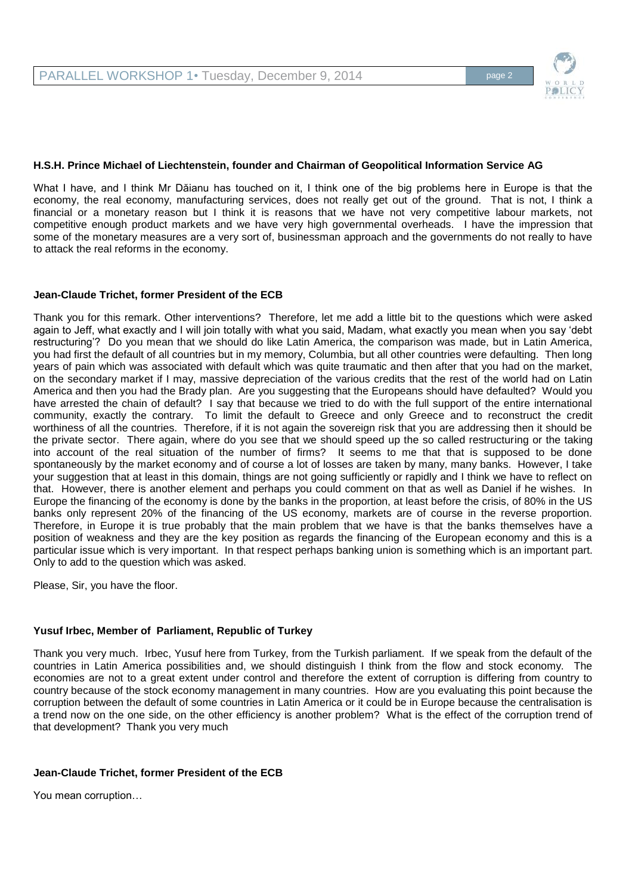**H.S.H. Prince Michael of Liechtenstein, founder and Chairman of Geopolitical Information Service AG**

What I have, and I think Mr Dăianu has touched on it, I think one of the big problems here in Europe is that the economy, the real economy, manufacturing services, does not really get out of the ground. That is not, I think a financial or a monetary reason but I think it is reasons that we have not very competitive labour markets, not competitive enough product markets and we have very high governmental overheads. I have the impression that some of the monetary measures are a very sort of, businessman approach and the governments do not really to have to attack the real reforms in the economy.

**Jean-Claude Trichet, former President of the ECB**

Thank you for this remark. Other interventions? Therefore, let me add a little bit to the questions which were asked again to Jeff, what exactly and I will join totally with what you said, Madam, what exactly you mean when you say 'debt restructuring'? Do you mean that we should do like Latin America, the comparison was made, but in Latin America, you had first the default of all countries but in my memory, Columbia, but all other countries were defaulting. Then long years of pain which was associated with default which was quite traumatic and then after that you had on the market, on the secondary market if I may, massive depreciation of the various credits that the rest of the world had on Latin America and then you had the Brady plan. Are you suggesting that the Europeans should have defaulted? Would you have arrested the chain of default? I say that because we tried to do with the full support of the entire international community, exactly the contrary. To limit the default to Greece and only Greece and to reconstruct the credit worthiness of all the countries. Therefore, if it is not again the sovereign risk that you are addressing then it should be the private sector. There again, where do you see that we should speed up the so called restructuring or the taking into account of the real situation of the number of firms? It seems to me that that is supposed to be done spontaneously by the market economy and of course a lot of losses are taken by many, many banks. However, I take your suggestion that at least in this domain, things are not going sufficiently or rapidly and I think we have to reflect on that. However, there is another element and perhaps you could comment on that as well as Daniel if he wishes. In Europe the financing of the economy is done by the banks in the proportion, at least before the crisis, of 80% in the US banks only represent 20% of the financing of the US economy, markets are of course in the reverse proportion. Therefore, in Europe it is true probably that the main problem that we have is that the banks themselves have a position of weakness and they are the key position as regards the financing of the European economy and this is a particular issue which is very important. In that respect perhaps banking union is something which is an important part. Only to add to the question which was asked.

Please, Sir, you have the floor.

**Yusuf Irbec, Member of Parliament, Republic of Turkey**

Thank you very much. Irbec, Yusuf here from Turkey, from the Turkish parliament. If we speak from the default of the countries in Latin America possibilities and, we should distinguish I think from the flow and stock economy. The economies are not to a great extent under control and therefore the extent of corruption is differing from country to country because of the stock economy management in many countries. How are you evaluating this point because the corruption between the default of some countries in Latin America or it could be in Europe because the centralisation is a trend now on the one side, on the other efficiency is another problem? What is the effect of the corruption trend of that development? Thank you very much

**Jean-Claude Trichet, former President of the ECB**

You mean corruption…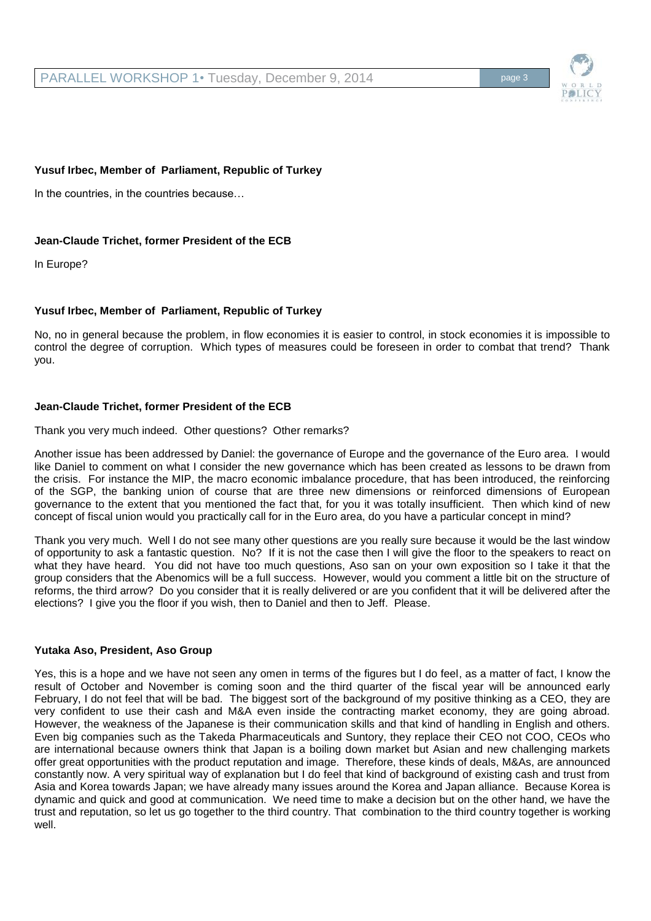**Yusuf Irbec, Member of Parliament, Republic of Turkey**

In the countries, in the countries because…

**Jean-Claude Trichet, former President of the ECB**

In Europe?

**Yusuf Irbec, Member of Parliament, Republic of Turkey**

No, no in general because the problem, in flow economies it is easier to control, in stock economies it is impossible to control the degree of corruption. Which types of measures could be foreseen in order to combat that trend? Thank you.

**Jean-Claude Trichet, former President of the ECB**

Thank you very much indeed. Other questions? Other remarks?

Another issue has been addressed by Daniel: the governance of Europe and the governance of the Euro area. I would like Daniel to comment on what I consider the new governance which has been created as lessons to be drawn from the crisis. For instance the MIP, the macro economic imbalance procedure, that has been introduced, the reinforcing of the SGP, the banking union of course that are three new dimensions or reinforced dimensions of European governance to the extent that you mentioned the fact that, for you it was totally insufficient. Then which kind of new concept of fiscal union would you practically call for in the Euro area, do you have a particular concept in mind?

Thank you very much. Well I do not see many other questions are you really sure because it would be the last window of opportunity to ask a fantastic question. No? If it is not the case then I will give the floor to the speakers to react on what they have heard. You did not have too much questions, Aso san on your own exposition so I take it that the group considers that the Abenomics will be a full success. However, would you comment a little bit on the structure of reforms, the third arrow? Do you consider that it is really delivered or are you confident that it will be delivered after the elections? I give you the floor if you wish, then to Daniel and then to Jeff. Please.

**Yutaka Aso, President, Aso Group**

Yes, this is a hope and we have not seen any omen in terms of the figures but I do feel, as a matter of fact, I know the result of October and November is coming soon and the third quarter of the fiscal year will be announced early February, I do not feel that will be bad. The biggest sort of the background of my positive thinking as a CEO, they are very confident to use their cash and M&A even inside the contracting market economy, they are going abroad. However, the weakness of the Japanese is their communication skills and that kind of handling in English and others. Even big companies such as the Takeda Pharmaceuticals and Suntory, they replace their CEO not COO, CEOs who are international because owners think that Japan is a boiling down market but Asian and new challenging markets offer great opportunities with the product reputation and image. Therefore, these kinds of deals, M&As, are announced constantly now. A very spiritual way of explanation but I do feel that kind of background of existing cash and trust from Asia and Korea towards Japan; we have already many issues around the Korea and Japan alliance. Because Korea is dynamic and quick and good at communication. We need time to make a decision but on the other hand, we have the trust and reputation, so let us go together to the third country. That combination to the third country together is working well.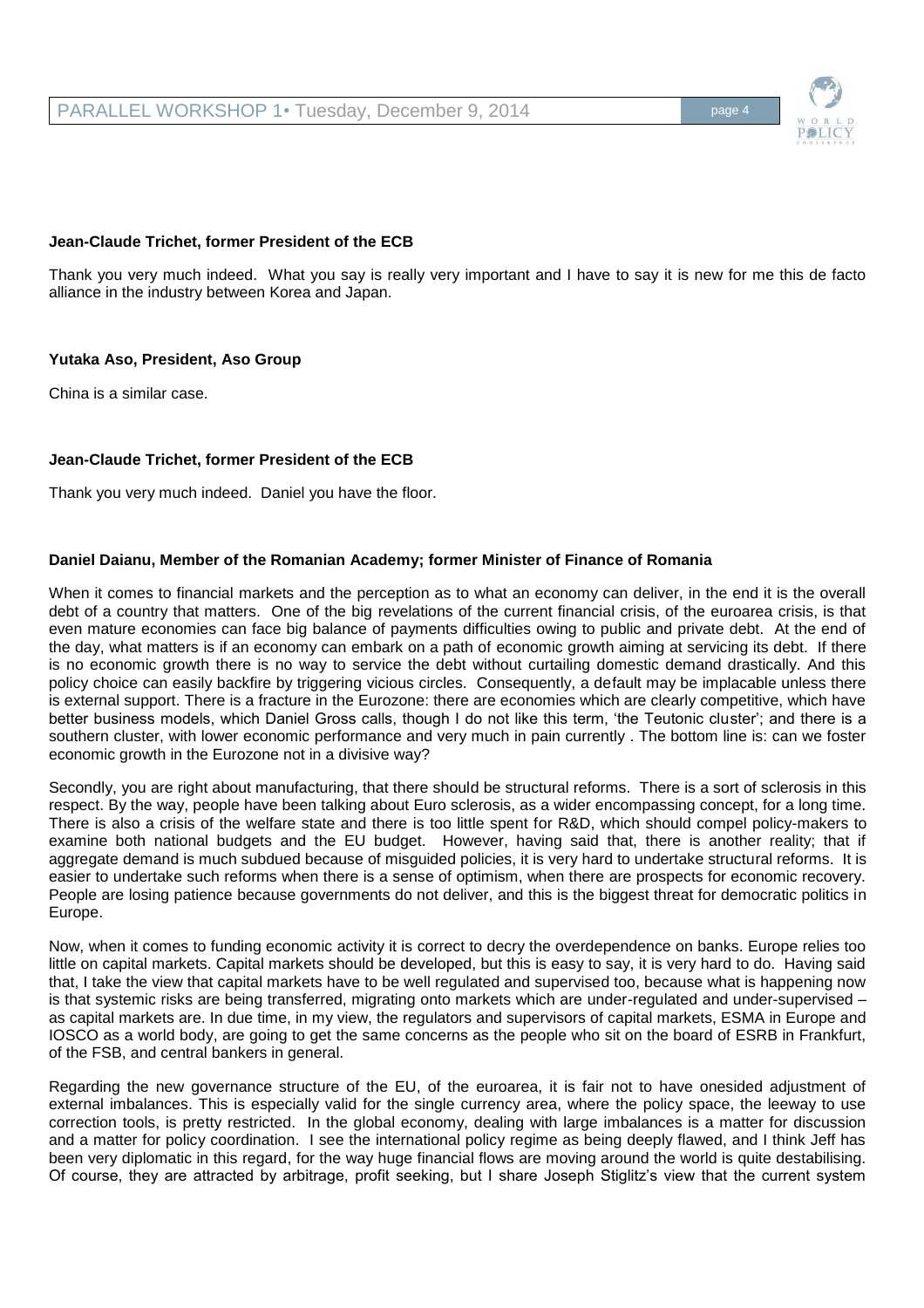**Jean-Claude Trichet, former President of the ECB**

Thank you very much indeed. What you say is really very important and I have to say it is new for me this de facto alliance in the industry between Korea and Japan.

**Yutaka Aso, President, Aso Group**

China is a similar case.

**Jean-Claude Trichet, former President of the ECB**

Thank you very much indeed. Daniel you have the floor.

**Daniel Daianu, Member of the Romanian Academy; former Minister of Finance of Romania**

When it comes to financial markets and the perception as to what an economy can deliver, in the end it is the overall debt of a country that matters. One of the big revelations of the current financial crisis, of the euroarea crisis, is that even mature economies can face big balance of payments difficulties owing to public and private debt. At the end of the day, what matters is if an economy can embark on a path of economic growth aiming at servicing its debt. If there is no economic growth there is no way to service the debt without curtailing domestic demand drastically. And this policy choice can easily backfire by triggering vicious circles. Consequently, a default may be implacable unless there is external support. There is a fracture in the Eurozone: there are economies which are clearly competitive, which have better business models, which Daniel Gross calls, though I do not like this term, 'the Teutonic cluster'; and there is a southern cluster, with lower economic performance and very much in pain currently . The bottom line is: can we foster economic growth in the Eurozone not in a divisive way?

Secondly, you are right about manufacturing, that there should be structural reforms. There is a sort of sclerosis in this respect. By the way, people have been talking about Euro sclerosis, as a wider encompassing concept, for a long time. There is also a crisis of the welfare state and there is too little spent for R&D, which should compel policy-makers to examine both national budgets and the EU budget. However, having said that, there is another reality; that if aggregate demand is much subdued because of misguided policies, it is very hard to undertake structural reforms. It is easier to undertake such reforms when there is a sense of optimism, when there are prospects for economic recovery. People are losing patience because governments do not deliver, and this is the biggest threat for democratic politics in Europe.

Now, when it comes to funding economic activity it is correct to decry the overdependence on banks. Europe relies too little on capital markets. Capital markets should be developed, but this is easy to say, it is very hard to do. Having said that, I take the view that capital markets have to be well regulated and supervised too, because what is happening now is that systemic risks are being transferred, migrating onto markets which are under-regulated and under-supervised – as capital markets are. In due time, in my view, the regulators and supervisors of capital markets, ESMA in Europe and IOSCO as a world body, are going to get the same concerns as the people who sit on the board of ESRB in Frankfurt, of the FSB, and central bankers in general.

Regarding the new governance structure of the EU, of the euroarea, it is fair not to have onesided adjustment of external imbalances. This is especially valid for the single currency area, where the policy space, the leeway to use correction tools, is pretty restricted. In the global economy, dealing with large imbalances is a matter for discussion and a matter for policy coordination. I see the international policy regime as being deeply flawed, and I think Jeff has been very diplomatic in this regard, for the way huge financial flows are moving around the world is quite destabilising. Of course, they are attracted by arbitrage, profit seeking, but I share Joseph Stiglitz's view that the current system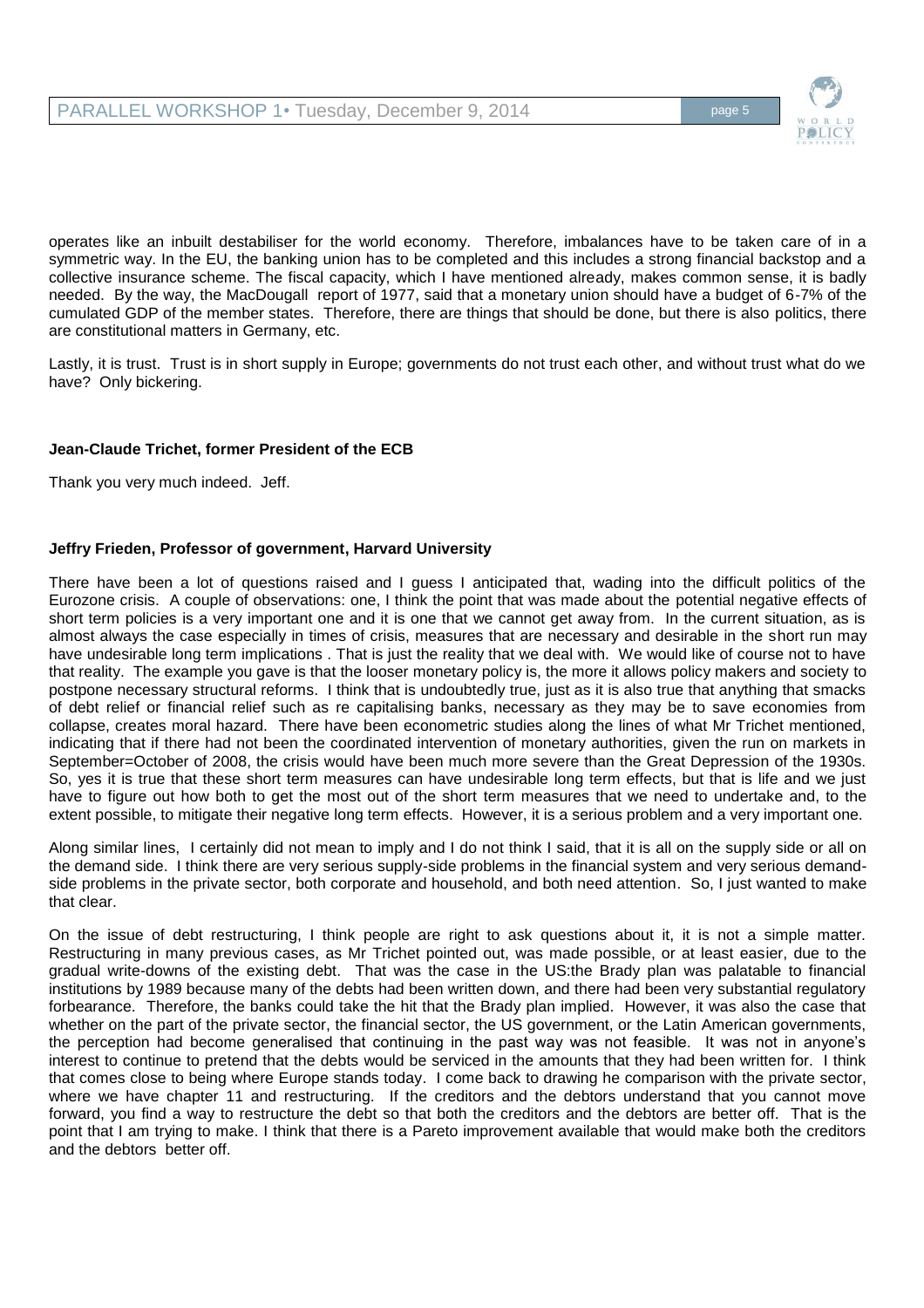operates like an inbuilt destabiliser for the world economy. Therefore, imbalances have to be taken care of in a symmetric way. In the EU, the banking union has to be completed and this includes a strong financial backstop and a collective insurance scheme. The fiscal capacity, which I have mentioned already, makes common sense, it is badly needed. By the way, the MacDougall report of 1977, said that a monetary union should have a budget of 6-7% of the cumulated GDP of the member states. Therefore, there are things that should be done, but there is also politics, there are constitutional matters in Germany, etc.

Lastly, it is trust. Trust is in short supply in Europe; governments do not trust each other, and without trust what do we have? Only bickering.

**Jean-Claude Trichet, former President of the ECB**

Thank you very much indeed. Jeff.

**Jeffry Frieden, Professor of government, Harvard University**

There have been a lot of questions raised and I guess I anticipated that, wading into the difficult politics of the Eurozone crisis. A couple of observations: one, I think the point that was made about the potential negative effects of short term policies is a very important one and it is one that we cannot get away from. In the current situation, as is almost always the case especially in times of crisis, measures that are necessary and desirable in the short run may have undesirable long term implications . That is just the reality that we deal with. We would like of course not to have that reality. The example you gave is that the looser monetary policy is, the more it allows policy makers and society to postpone necessary structural reforms. I think that is undoubtedly true, just as it is also true that anything that smacks of debt relief or financial relief such as re capitalising banks, necessary as they may be to save economies from collapse, creates moral hazard. There have been econometric studies along the lines of what Mr Trichet mentioned, indicating that if there had not been the coordinated intervention of monetary authorities, given the run on markets in September=October of 2008, the crisis would have been much more severe than the Great Depression of the 1930s. So, yes it is true that these short term measures can have undesirable long term effects, but that is life and we just have to figure out how both to get the most out of the short term measures that we need to undertake and, to the extent possible, to mitigate their negative long term effects. However, it is a serious problem and a very important one.

Along similar lines, I certainly did not mean to imply and I do not think I said, that it is all on the supply side or all on the demand side. I think there are very serious supply-side problems in the financial system and very serious demand-side problems in the private sector, both corporate and household, and both need attention. So, I just wanted to make that clear.

On the issue of debt restructuring, I think people are right to ask questions about it, it is not a simple matter. Restructuring in many previous cases, as Mr Trichet pointed out, was made possible, or at least easier, due to the gradual write-downs of the existing debt. That was the case in the US:the Brady plan was palatable to financial institutions by 1989 because many of the debts had been written down, and there had been very substantial regulatory forbearance. Therefore, the banks could take the hit that the Brady plan implied. However, it was also the case that whether on the part of the private sector, the financial sector, the US government, or the Latin American governments, the perception had become generalised that continuing in the past way was not feasible. It was not in anyone's interest to continue to pretend that the debts would be serviced in the amounts that they had been written for. I think that comes close to being where Europe stands today. I come back to drawing he comparison with the private sector, where we have chapter 11 and restructuring. If the creditors and the debtors understand that you cannot move forward, you find a way to restructure the debt so that both the creditors and the debtors are better off. That is the point that I am trying to make. I think that there is a Pareto improvement available that would make both the creditors and the debtors better off.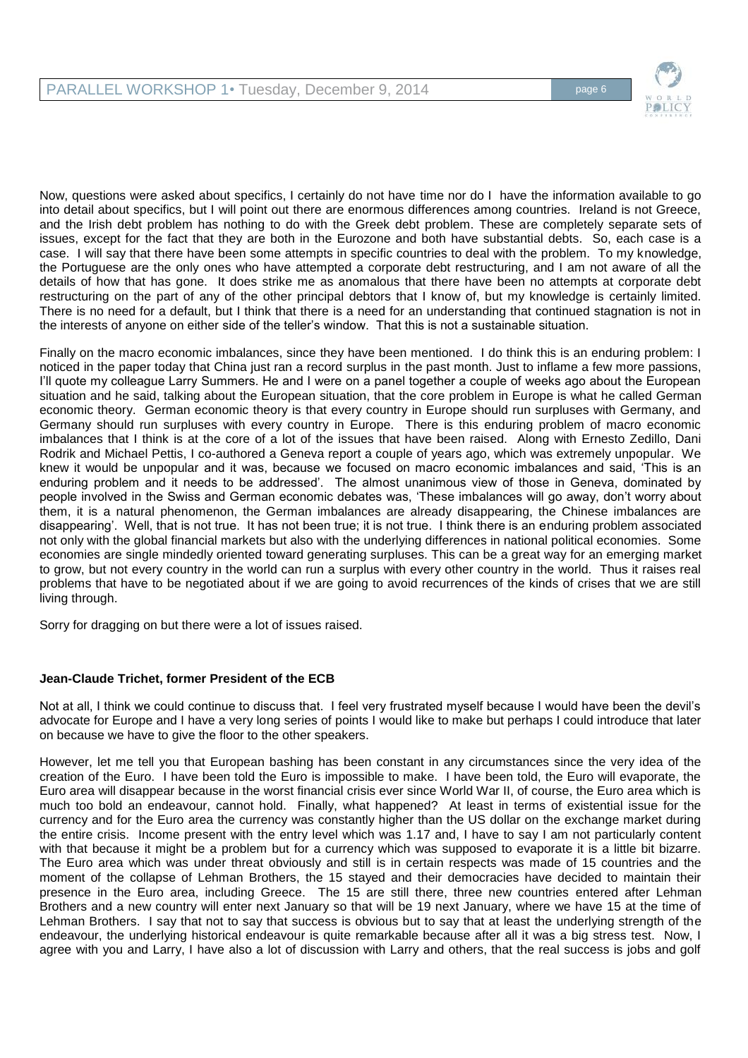Now, questions were asked about specifics, I certainly do not have time nor do I have the information available to go into detail about specifics, but I will point out there are enormous differences among countries. Ireland is not Greece, and the Irish debt problem has nothing to do with the Greek debt problem. These are completely separate sets of issues, except for the fact that they are both in the Eurozone and both have substantial debts. So, each case is a case. I will say that there have been some attempts in specific countries to deal with the problem. To my knowledge, the Portuguese are the only ones who have attempted a corporate debt restructuring, and I am not aware of all the details of how that has gone. It does strike me as anomalous that there have been no attempts at corporate debt restructuring on the part of any of the other principal debtors that I know of, but my knowledge is certainly limited. There is no need for a default, but I think that there is a need for an understanding that continued stagnation is not in the interests of anyone on either side of the teller's window. That this is not a sustainable situation.

Finally on the macro economic imbalances, since they have been mentioned. I do think this is an enduring problem: I noticed in the paper today that China just ran a record surplus in the past month. Just to inflame a few more passions, I'll quote my colleague Larry Summers. He and I were on a panel together a couple of weeks ago about the European situation and he said, talking about the European situation, that the core problem in Europe is what he called German economic theory. German economic theory is that every country in Europe should run surpluses with Germany, and Germany should run surpluses with every country in Europe. There is this enduring problem of macro economic imbalances that I think is at the core of a lot of the issues that have been raised. Along with Ernesto Zedillo, Dani Rodrik and Michael Pettis, I co-authored a Geneva report a couple of years ago, which was extremely unpopular. We knew it would be unpopular and it was, because we focused on macro economic imbalances and said, 'This is an enduring problem and it needs to be addressed'. The almost unanimous view of those in Geneva, dominated by people involved in the Swiss and German economic debates was, 'These imbalances will go away, don't worry about them, it is a natural phenomenon, the German imbalances are already disappearing, the Chinese imbalances are disappearing'. Well, that is not true. It has not been true; it is not true. I think there is an enduring problem associated not only with the global financial markets but also with the underlying differences in national political economies. Some economies are single mindedly oriented toward generating surpluses. This can be a great way for an emerging market to grow, but not every country in the world can run a surplus with every other country in the world. Thus it raises real problems that have to be negotiated about if we are going to avoid recurrences of the kinds of crises that we are still living through.

Sorry for dragging on but there were a lot of issues raised.

**Jean-Claude Trichet, former President of the ECB**

Not at all, I think we could continue to discuss that. I feel very frustrated myself because I would have been the devil's advocate for Europe and I have a very long series of points I would like to make but perhaps I could introduce that later on because we have to give the floor to the other speakers.

However, let me tell you that European bashing has been constant in any circumstances since the very idea of the creation of the Euro. I have been told the Euro is impossible to make. I have been told, the Euro will evaporate, the Euro area will disappear because in the worst financial crisis ever since World War II, of course, the Euro area which is much too bold an endeavour, cannot hold. Finally, what happened? At least in terms of existential issue for the currency and for the Euro area the currency was constantly higher than the US dollar on the exchange market during the entire crisis. Income present with the entry level which was 1.17 and, I have to say I am not particularly content with that because it might be a problem but for a currency which was supposed to evaporate it is a little bit bizarre. The Euro area which was under threat obviously and still is in certain respects was made of 15 countries and the moment of the collapse of Lehman Brothers, the 15 stayed and their democracies have decided to maintain their presence in the Euro area, including Greece. The 15 are still there, three new countries entered after Lehman Brothers and a new country will enter next January so that will be 19 next January, where we have 15 at the time of Lehman Brothers. I say that not to say that success is obvious but to say that at least the underlying strength of the endeavour, the underlying historical endeavour is quite remarkable because after all it was a big stress test. Now, I agree with you and Larry, I have also a lot of discussion with Larry and others, that the real success is jobs and golf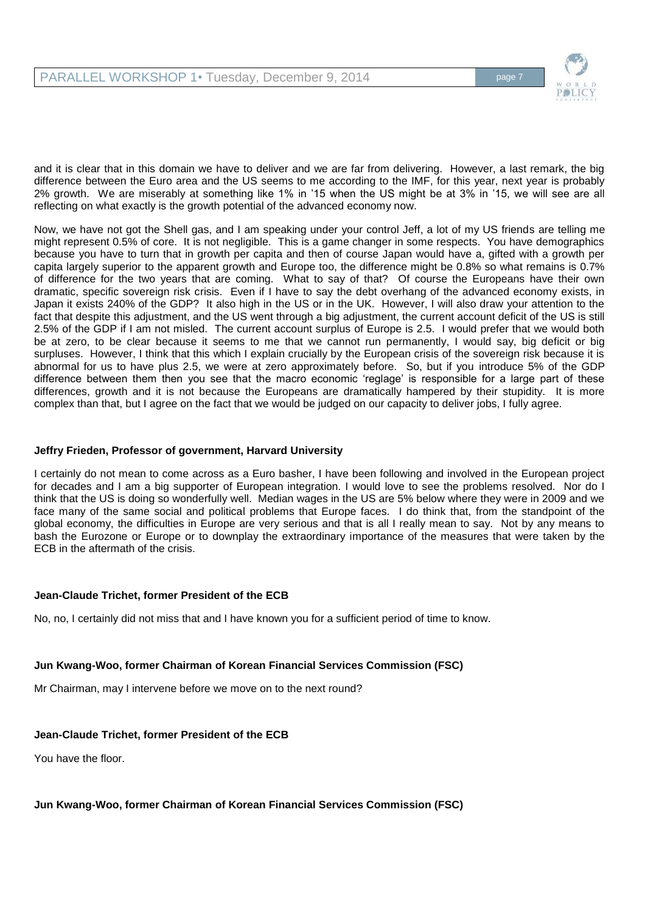and it is clear that in this domain we have to deliver and we are far from delivering. However, a last remark, the big difference between the Euro area and the US seems to me according to the IMF, for this year, next year is probably 2% growth. We are miserably at something like 1% in '15 when the US might be at 3% in '15, we will see are all reflecting on what exactly is the growth potential of the advanced economy now.

Now, we have not got the Shell gas, and I am speaking under your control Jeff, a lot of my US friends are telling me might represent 0.5% of core. It is not negligible. This is a game changer in some respects. You have demographics because you have to turn that in growth per capita and then of course Japan would have a, gifted with a growth per capita largely superior to the apparent growth and Europe too, the difference might be 0.8% so what remains is 0.7% of difference for the two years that are coming. What to say of that? Of course the Europeans have their own dramatic, specific sovereign risk crisis. Even if I have to say the debt overhang of the advanced economy exists, in Japan it exists 240% of the GDP? It also high in the US or in the UK. However, I will also draw your attention to the fact that despite this adjustment, and the US went through a big adjustment, the current account deficit of the US is still 2.5% of the GDP if I am not misled. The current account surplus of Europe is 2.5. I would prefer that we would both be at zero, to be clear because it seems to me that we cannot run permanently, I would say, big deficit or big surpluses. However, I think that this which I explain crucially by the European crisis of the sovereign risk because it is abnormal for us to have plus 2.5, we were at zero approximately before. So, but if you introduce 5% of the GDP difference between them then you see that the macro economic 'reglage' is responsible for a large part of these differences, growth and it is not because the Europeans are dramatically hampered by their stupidity. It is more complex than that, but I agree on the fact that we would be judged on our capacity to deliver jobs, I fully agree.

**Jeffry Frieden, Professor of government, Harvard University**

I certainly do not mean to come across as a Euro basher, I have been following and involved in the European project for decades and I am a big supporter of European integration. I would love to see the problems resolved. Nor do I think that the US is doing so wonderfully well. Median wages in the US are 5% below where they were in 2009 and we face many of the same social and political problems that Europe faces. I do think that, from the standpoint of the global economy, the difficulties in Europe are very serious and that is all I really mean to say. Not by any means to bash the Eurozone or Europe or to downplay the extraordinary importance of the measures that were taken by the ECB in the aftermath of the crisis.

**Jean-Claude Trichet, former President of the ECB**

No, no, I certainly did not miss that and I have known you for a sufficient period of time to know.

**Jun Kwang-Woo, former Chairman of Korean Financial Services Commission (FSC)**

Mr Chairman, may I intervene before we move on to the next round?

**Jean-Claude Trichet, former President of the ECB**

You have the floor.

**Jun Kwang-Woo, former Chairman of Korean Financial Services Commission (FSC)**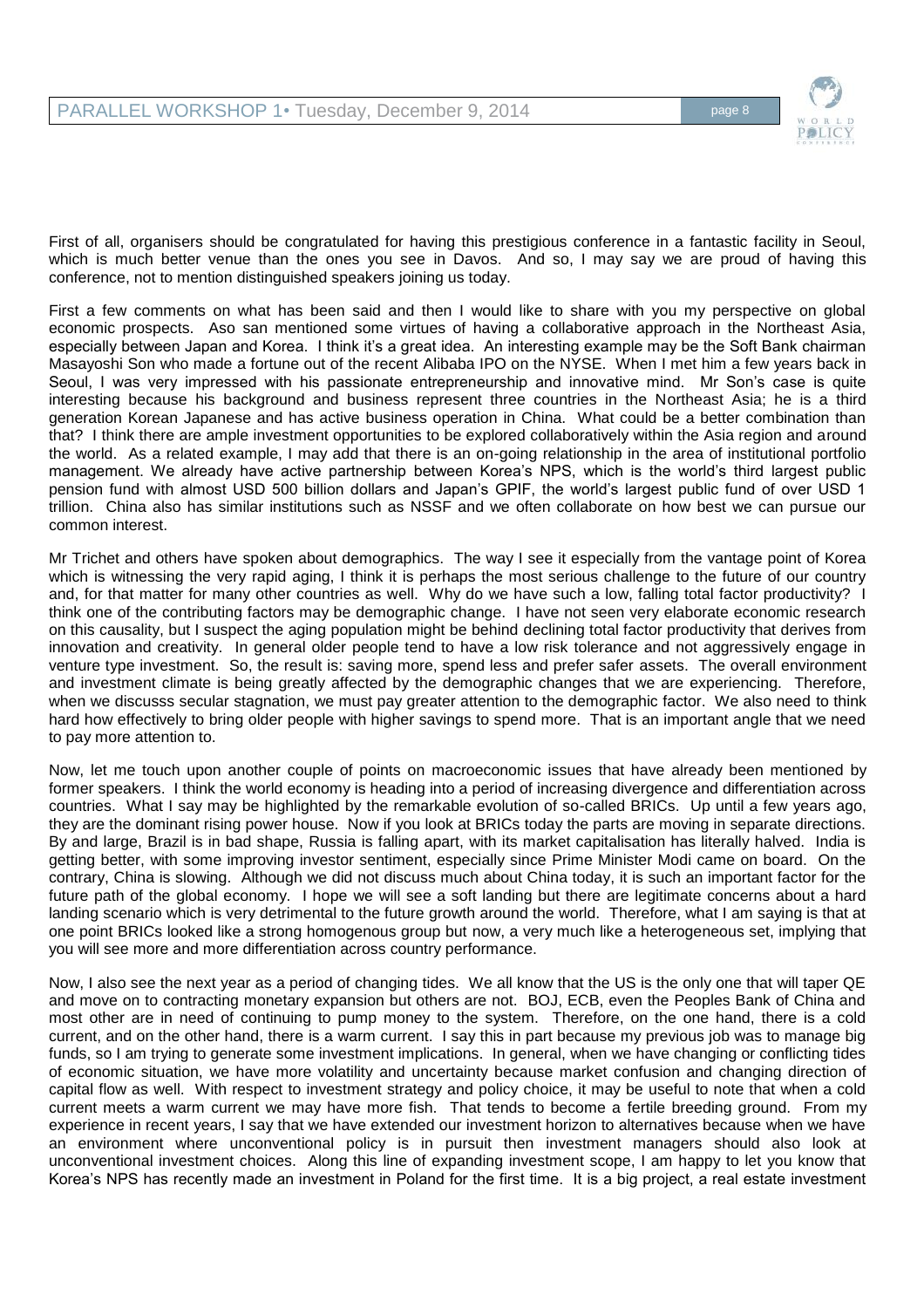First of all, organisers should be congratulated for having this prestigious conference in a fantastic facility in Seoul, which is much better venue than the ones you see in Davos. And so, I may say we are proud of having this conference, not to mention distinguished speakers joining us today.

First a few comments on what has been said and then I would like to share with you my perspective on global economic prospects. Aso san mentioned some virtues of having a collaborative approach in the Northeast Asia, especially between Japan and Korea. I think it's a great idea. An interesting example may be the Soft Bank chairman Masayoshi Son who made a fortune out of the recent Alibaba IPO on the NYSE. When I met him a few years back in Seoul, I was very impressed with his passionate entrepreneurship and innovative mind. Mr Son's case is quite interesting because his background and business represent three countries in the Northeast Asia; he is a third generation Korean Japanese and has active business operation in China. What could be a better combination than that? I think there are ample investment opportunities to be explored collaboratively within the Asia region and around the world. As a related example, I may add that there is an on-going relationship in the area of institutional portfolio management. We already have active partnership between Korea's NPS, which is the world's third largest public pension fund with almost USD 500 billion dollars and Japan's GPIF, the world's largest public fund of over USD 1 trillion. China also has similar institutions such as NSSF and we often collaborate on how best we can pursue our common interest.

Mr Trichet and others have spoken about demographics. The way I see it especially from the vantage point of Korea which is witnessing the very rapid aging, I think it is perhaps the most serious challenge to the future of our country and, for that matter for many other countries as well. Why do we have such a low, falling total factor productivity? I think one of the contributing factors may be demographic change. I have not seen very elaborate economic research on this causality, but I suspect the aging population might be behind declining total factor productivity that derives from innovation and creativity. In general older people tend to have a low risk tolerance and not aggressively engage in venture type investment. So, the result is: saving more, spend less and prefer safer assets. The overall environment and investment climate is being greatly affected by the demographic changes that we are experiencing. Therefore, when we discusss secular stagnation, we must pay greater attention to the demographic factor. We also need to think hard how effectively to bring older people with higher savings to spend more. That is an important angle that we need to pay more attention to.

Now, let me touch upon another couple of points on macroeconomic issues that have already been mentioned by former speakers. I think the world economy is heading into a period of increasing divergence and differentiation across countries. What I say may be highlighted by the remarkable evolution of so-called BRICs. Up until a few years ago, they are the dominant rising power house. Now if you look at BRICs today the parts are moving in separate directions. By and large, Brazil is in bad shape, Russia is falling apart, with its market capitalisation has literally halved. India is getting better, with some improving investor sentiment, especially since Prime Minister Modi came on board. On the contrary, China is slowing. Although we did not discuss much about China today, it is such an important factor for the future path of the global economy. I hope we will see a soft landing but there are legitimate concerns about a hard landing scenario which is very detrimental to the future growth around the world. Therefore, what I am saying is that at one point BRICs looked like a strong homogenous group but now, a very much like a heterogeneous set, implying that you will see more and more differentiation across country performance.

Now, I also see the next year as a period of changing tides. We all know that the US is the only one that will taper QE and move on to contracting monetary expansion but others are not. BOJ, ECB, even the Peoples Bank of China and most other are in need of continuing to pump money to the system. Therefore, on the one hand, there is a cold current, and on the other hand, there is a warm current. I say this in part because my previous job was to manage big funds, so I am trying to generate some investment implications. In general, when we have changing or conflicting tides of economic situation, we have more volatility and uncertainty because market confusion and changing direction of capital flow as well. With respect to investment strategy and policy choice, it may be useful to note that when a cold current meets a warm current we may have more fish. That tends to become a fertile breeding ground. From my experience in recent years, I say that we have extended our investment horizon to alternatives because when we have an environment where unconventional policy is in pursuit then investment managers should also look at unconventional investment choices. Along this line of expanding investment scope, I am happy to let you know that Korea's NPS has recently made an investment in Poland for the first time. It is a big project, a real estate investment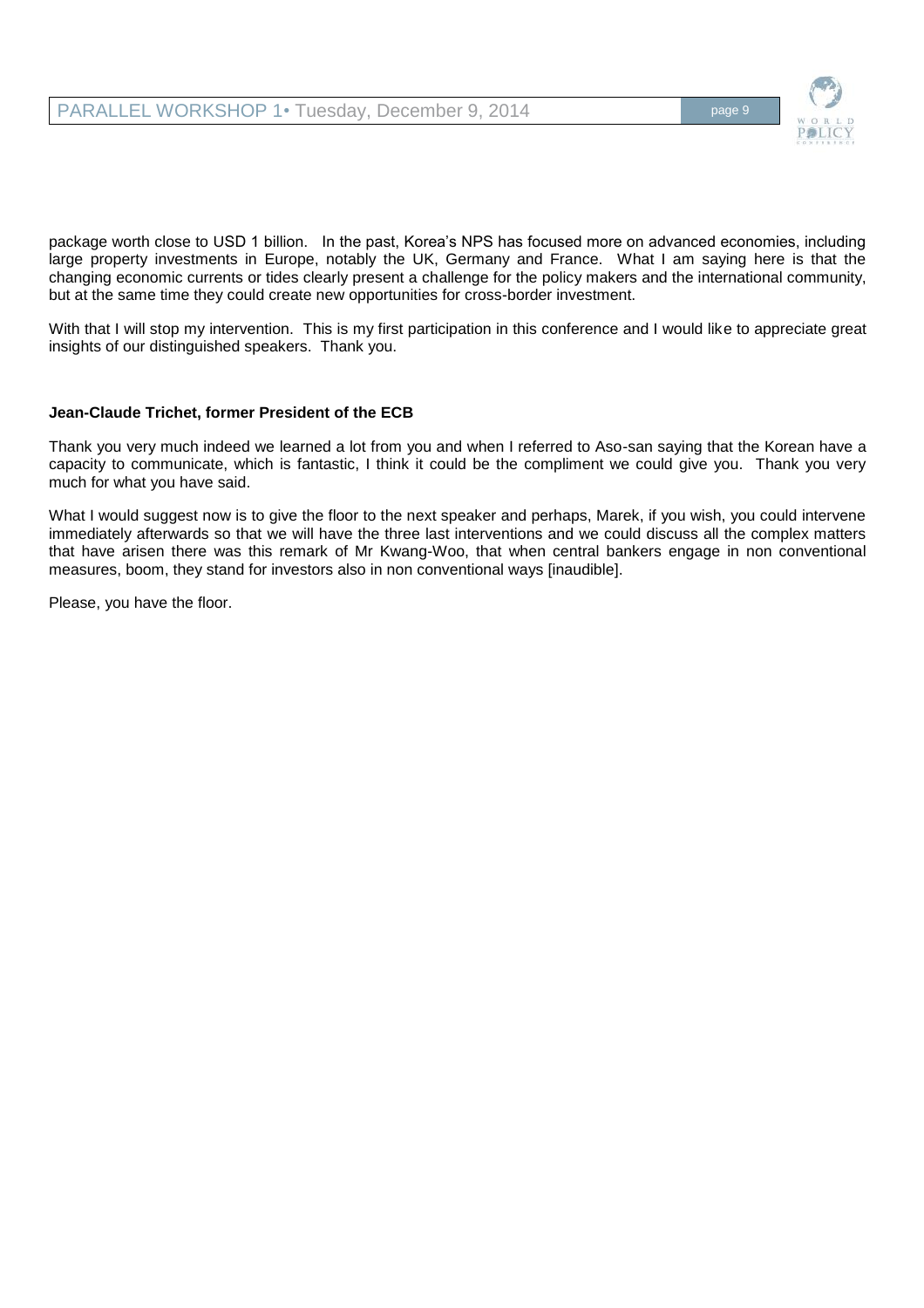package worth close to USD 1 billion. In the past, Korea's NPS has focused more on advanced economies, including large property investments in Europe, notably the UK, Germany and France. What I am saying here is that the changing economic currents or tides clearly present a challenge for the policy makers and the international community, but at the same time they could create new opportunities for cross-border investment.

With that I will stop my intervention. This is my first participation in this conference and I would like to appreciate great insights of our distinguished speakers. Thank you.

**Jean-Claude Trichet, former President of the ECB**

Thank you very much indeed we learned a lot from you and when I referred to Aso-san saying that the Korean have a capacity to communicate, which is fantastic, I think it could be the compliment we could give you. Thank you very much for what you have said.

What I would suggest now is to give the floor to the next speaker and perhaps, Marek, if you wish, you could intervene immediately afterwards so that we will have the three last interventions and we could discuss all the complex matters that have arisen there was this remark of Mr Kwang-Woo, that when central bankers engage in non conventional measures, boom, they stand for investors also in non conventional ways [inaudible].

Please, you have the floor.